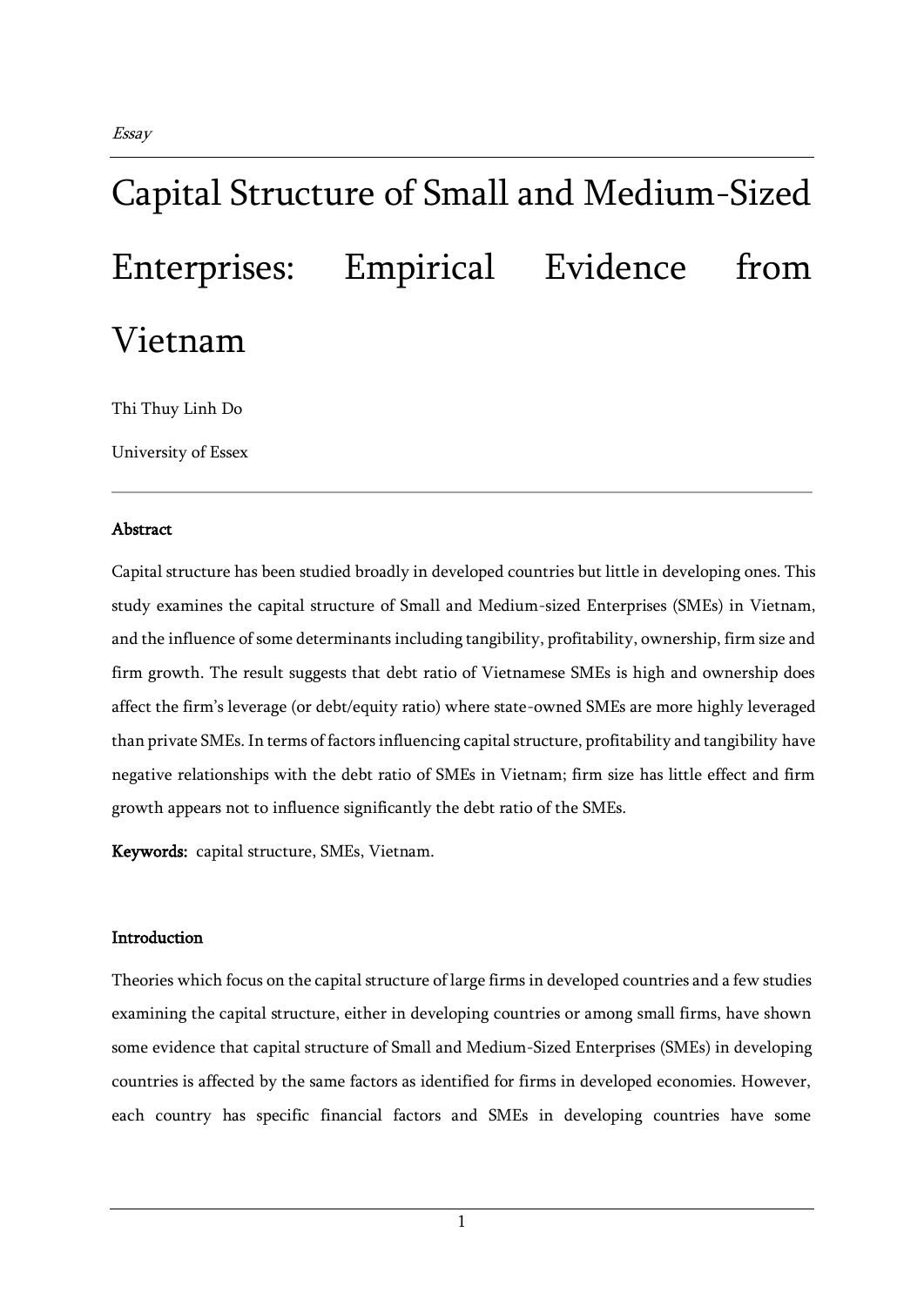*Essay*

# Capital Structure of Small and Medium-Sized Enterprises: Empirical Evidence from Vietnam

Thi Thuy Linh Do

University of Essex

---

**Abstract**

Capital structure has been studied broadly in developed countries but little in developing ones. This study examines the capital structure of Small and Medium-sized Enterprises (SMEs) in Vietnam, and the influence of some determinants including tangibility, profitability, ownership, firm size and firm growth. The result suggests that debt ratio of Vietnamese SMEs is high and ownership does affect the firm's leverage (or debt/equity ratio) where state-owned SMEs are more highly leveraged than private SMEs. In terms of factors influencing capital structure, profitability and tangibility have negative relationships with the debt ratio of SMEs in Vietnam; firm size has little effect and firm growth appears not to influence significantly the debt ratio of the SMEs.

**Keywords:** capital structure, SMEs, Vietnam.

**Introduction**

Theories which focus on the capital structure of large firms in developed countries and a few studies examining the capital structure, either in developing countries or among small firms, have shown some evidence that capital structure of Small and Medium-Sized Enterprises (SMEs) in developing countries is affected by the same factors as identified for firms in developed economies. However, each country has specific financial factors and SMEs in developing countries have some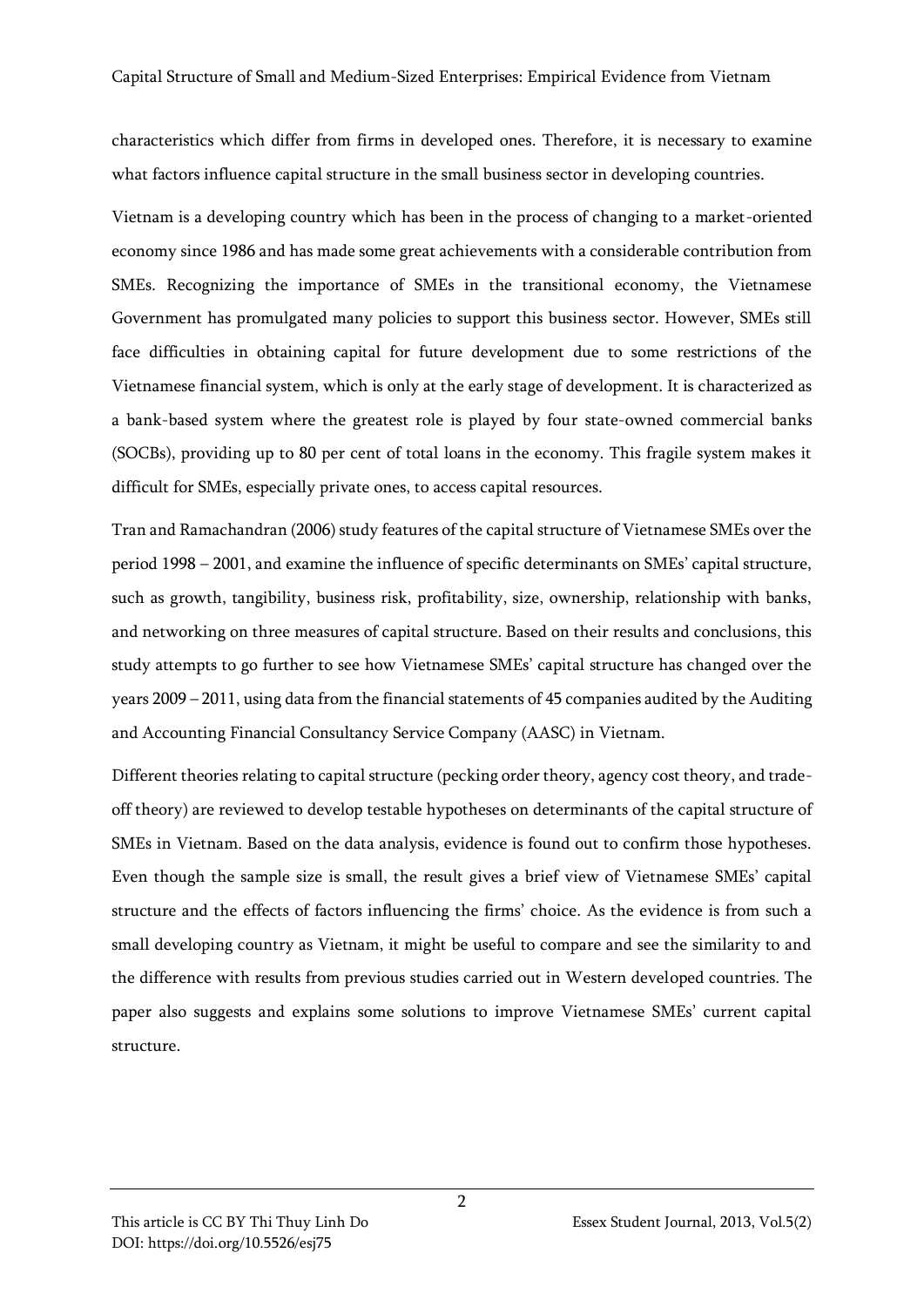characteristics which differ from firms in developed ones. Therefore, it is necessary to examine what factors influence capital structure in the small business sector in developing countries.

Vietnam is a developing country which has been in the process of changing to a market-oriented economy since 1986 and has made some great achievements with a considerable contribution from SMEs. Recognizing the importance of SMEs in the transitional economy, the Vietnamese Government has promulgated many policies to support this business sector. However, SMEs still face difficulties in obtaining capital for future development due to some restrictions of the Vietnamese financial system, which is only at the early stage of development. It is characterized as a bank-based system where the greatest role is played by four state-owned commercial banks (SOCBs), providing up to 80 per cent of total loans in the economy. This fragile system makes it difficult for SMEs, especially private ones, to access capital resources.

Tran and Ramachandran (2006) study features of the capital structure of Vietnamese SMEs over the period 1998 – 2001, and examine the influence of specific determinants on SMEs' capital structure, such as growth, tangibility, business risk, profitability, size, ownership, relationship with banks, and networking on three measures of capital structure. Based on their results and conclusions, this study attempts to go further to see how Vietnamese SMEs' capital structure has changed over the years 2009 – 2011, using data from the financial statements of 45 companies audited by the Auditing and Accounting Financial Consultancy Service Company (AASC) in Vietnam.

Different theories relating to capital structure (pecking order theory, agency cost theory, and trade-off theory) are reviewed to develop testable hypotheses on determinants of the capital structure of SMEs in Vietnam. Based on the data analysis, evidence is found out to confirm those hypotheses. Even though the sample size is small, the result gives a brief view of Vietnamese SMEs' capital structure and the effects of factors influencing the firms' choice. As the evidence is from such a small developing country as Vietnam, it might be useful to compare and see the similarity to and the difference with results from previous studies carried out in Western developed countries. The paper also suggests and explains some solutions to improve Vietnamese SMEs' current capital structure.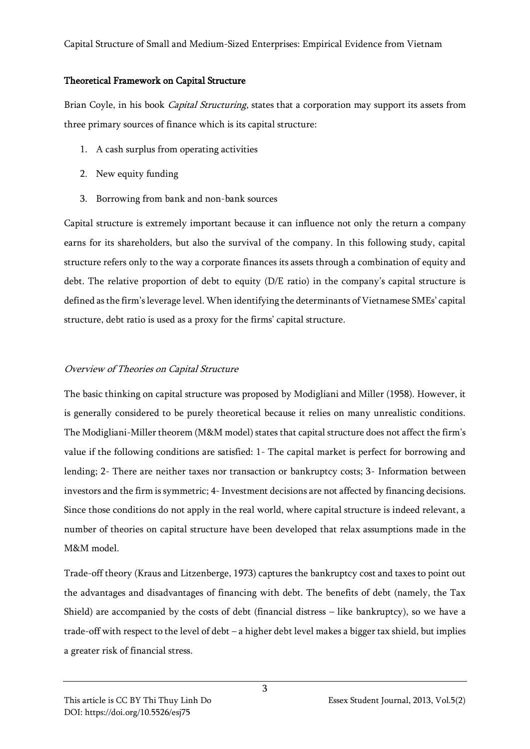## Theoretical Framework on Capital Structure

Brian Coyle, in his book *Capital Structuring*, states that a corporation may support its assets from three primary sources of finance which is its capital structure:

1. A cash surplus from operating activities
2. New equity funding
3. Borrowing from bank and non-bank sources

Capital structure is extremely important because it can influence not only the return a company earns for its shareholders, but also the survival of the company. In this following study, capital structure refers only to the way a corporate finances its assets through a combination of equity and debt. The relative proportion of debt to equity (D/E ratio) in the company's capital structure is defined as the firm's leverage level. When identifying the determinants of Vietnamese SMEs' capital structure, debt ratio is used as a proxy for the firms' capital structure.

### *Overview of Theories on Capital Structure*

The basic thinking on capital structure was proposed by Modigliani and Miller (1958). However, it is generally considered to be purely theoretical because it relies on many unrealistic conditions. The Modigliani-Miller theorem (M&M model) states that capital structure does not affect the firm's value if the following conditions are satisfied: 1- The capital market is perfect for borrowing and lending; 2- There are neither taxes nor transaction or bankruptcy costs; 3- Information between investors and the firm is symmetric; 4- Investment decisions are not affected by financing decisions. Since those conditions do not apply in the real world, where capital structure is indeed relevant, a number of theories on capital structure have been developed that relax assumptions made in the M&M model.

Trade-off theory (Kraus and Litzenberge, 1973) captures the bankruptcy cost and taxes to point out the advantages and disadvantages of financing with debt. The benefits of debt (namely, the Tax Shield) are accompanied by the costs of debt (financial distress – like bankruptcy), so we have a trade-off with respect to the level of debt – a higher debt level makes a bigger tax shield, but implies a greater risk of financial stress.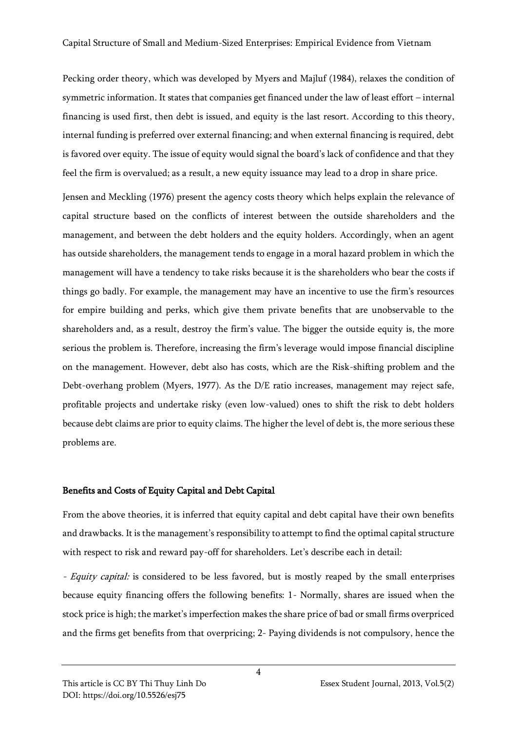Pecking order theory, which was developed by Myers and Majluf (1984), relaxes the condition of symmetric information. It states that companies get financed under the law of least effort – internal financing is used first, then debt is issued, and equity is the last resort. According to this theory, internal funding is preferred over external financing; and when external financing is required, debt is favored over equity. The issue of equity would signal the board's lack of confidence and that they feel the firm is overvalued; as a result, a new equity issuance may lead to a drop in share price.

Jensen and Meckling (1976) present the agency costs theory which helps explain the relevance of capital structure based on the conflicts of interest between the outside shareholders and the management, and between the debt holders and the equity holders. Accordingly, when an agent has outside shareholders, the management tends to engage in a moral hazard problem in which the management will have a tendency to take risks because it is the shareholders who bear the costs if things go badly. For example, the management may have an incentive to use the firm's resources for empire building and perks, which give them private benefits that are unobservable to the shareholders and, as a result, destroy the firm's value. The bigger the outside equity is, the more serious the problem is. Therefore, increasing the firm's leverage would impose financial discipline on the management. However, debt also has costs, which are the Risk-shifting problem and the Debt-overhang problem (Myers, 1977). As the D/E ratio increases, management may reject safe, profitable projects and undertake risky (even low-valued) ones to shift the risk to debt holders because debt claims are prior to equity claims. The higher the level of debt is, the more serious these problems are.

**Benefits and Costs of Equity Capital and Debt Capital**

From the above theories, it is inferred that equity capital and debt capital have their own benefits and drawbacks. It is the management's responsibility to attempt to find the optimal capital structure with respect to risk and reward pay-off for shareholders. Let's describe each in detail:

- *Equity capital:* is considered to be less favored, but is mostly reaped by the small enterprises because equity financing offers the following benefits: 1- Normally, shares are issued when the stock price is high; the market's imperfection makes the share price of bad or small firms overpriced and the firms get benefits from that overpricing; 2- Paying dividends is not compulsory, hence the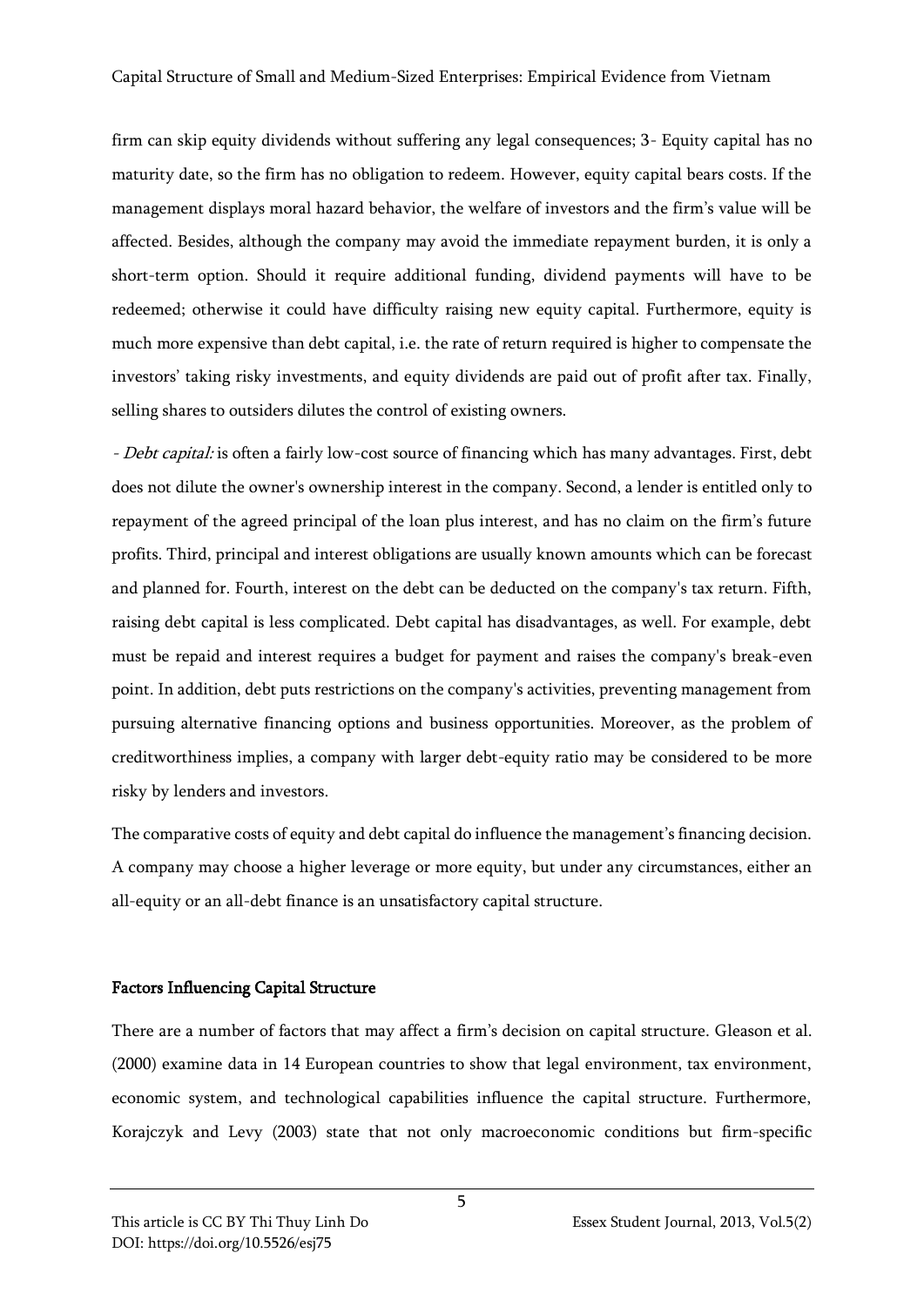firm can skip equity dividends without suffering any legal consequences; 3- Equity capital has no maturity date, so the firm has no obligation to redeem. However, equity capital bears costs. If the management displays moral hazard behavior, the welfare of investors and the firm's value will be affected. Besides, although the company may avoid the immediate repayment burden, it is only a short-term option. Should it require additional funding, dividend payments will have to be redeemed; otherwise it could have difficulty raising new equity capital. Furthermore, equity is much more expensive than debt capital, i.e. the rate of return required is higher to compensate the investors' taking risky investments, and equity dividends are paid out of profit after tax. Finally, selling shares to outsiders dilutes the control of existing owners.

- *Debt capital:* is often a fairly low-cost source of financing which has many advantages. First, debt does not dilute the owner's ownership interest in the company. Second, a lender is entitled only to repayment of the agreed principal of the loan plus interest, and has no claim on the firm's future profits. Third, principal and interest obligations are usually known amounts which can be forecast and planned for. Fourth, interest on the debt can be deducted on the company's tax return. Fifth, raising debt capital is less complicated. Debt capital has disadvantages, as well. For example, debt must be repaid and interest requires a budget for payment and raises the company's break-even point. In addition, debt puts restrictions on the company's activities, preventing management from pursuing alternative financing options and business opportunities. Moreover, as the problem of creditworthiness implies, a company with larger debt-equity ratio may be considered to be more risky by lenders and investors.

The comparative costs of equity and debt capital do influence the management's financing decision. A company may choose a higher leverage or more equity, but under any circumstances, either an all-equity or an all-debt finance is an unsatisfactory capital structure.

## Factors Influencing Capital Structure

There are a number of factors that may affect a firm's decision on capital structure. Gleason et al. (2000) examine data in 14 European countries to show that legal environment, tax environment, economic system, and technological capabilities influence the capital structure. Furthermore, Korajczyk and Levy (2003) state that not only macroeconomic conditions but firm-specific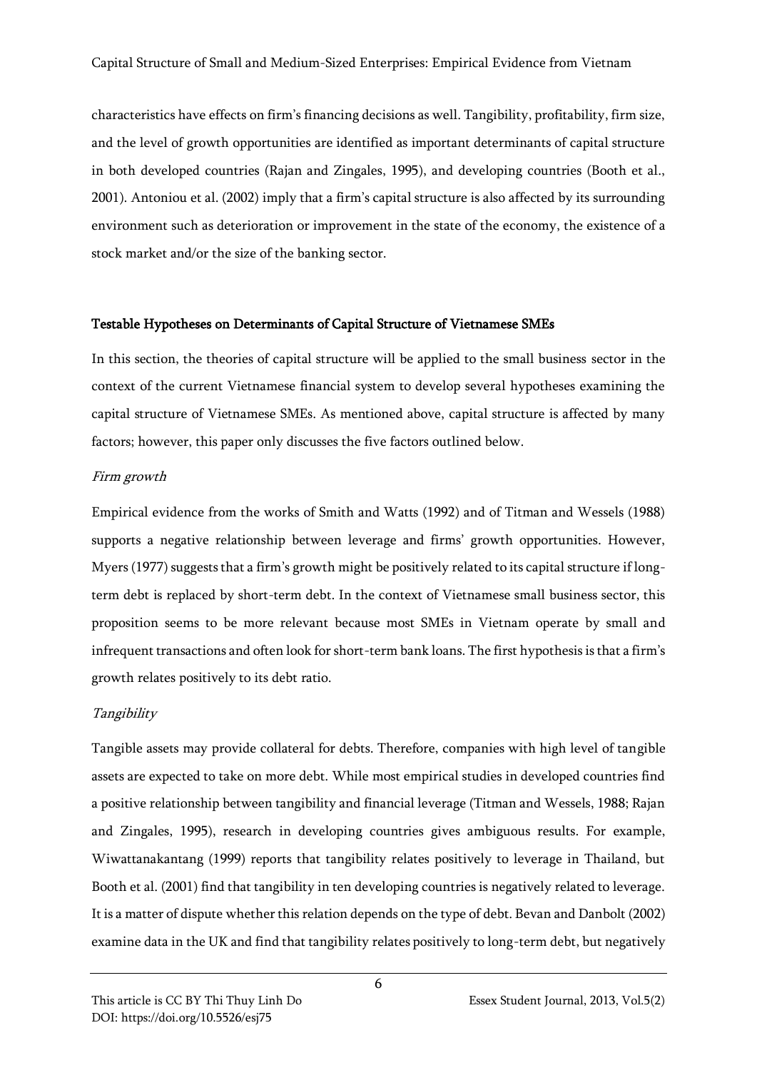characteristics have effects on firm's financing decisions as well. Tangibility, profitability, firm size, and the level of growth opportunities are identified as important determinants of capital structure in both developed countries (Rajan and Zingales, 1995), and developing countries (Booth et al., 2001). Antoniou et al. (2002) imply that a firm's capital structure is also affected by its surrounding environment such as deterioration or improvement in the state of the economy, the existence of a stock market and/or the size of the banking sector.

## Testable Hypotheses on Determinants of Capital Structure of Vietnamese SMEs

In this section, the theories of capital structure will be applied to the small business sector in the context of the current Vietnamese financial system to develop several hypotheses examining the capital structure of Vietnamese SMEs. As mentioned above, capital structure is affected by many factors; however, this paper only discusses the five factors outlined below.

### *Firm growth*

Empirical evidence from the works of Smith and Watts (1992) and of Titman and Wessels (1988) supports a negative relationship between leverage and firms' growth opportunities. However, Myers (1977) suggests that a firm's growth might be positively related to its capital structure if long-term debt is replaced by short-term debt. In the context of Vietnamese small business sector, this proposition seems to be more relevant because most SMEs in Vietnam operate by small and infrequent transactions and often look for short-term bank loans. The first hypothesis is that a firm's growth relates positively to its debt ratio.

### *Tangibility*

Tangible assets may provide collateral for debts. Therefore, companies with high level of tangible assets are expected to take on more debt. While most empirical studies in developed countries find a positive relationship between tangibility and financial leverage (Titman and Wessels, 1988; Rajan and Zingales, 1995), research in developing countries gives ambiguous results. For example, Wiwattanakantang (1999) reports that tangibility relates positively to leverage in Thailand, but Booth et al. (2001) find that tangibility in ten developing countries is negatively related to leverage. It is a matter of dispute whether this relation depends on the type of debt. Bevan and Danbolt (2002) examine data in the UK and find that tangibility relates positively to long-term debt, but negatively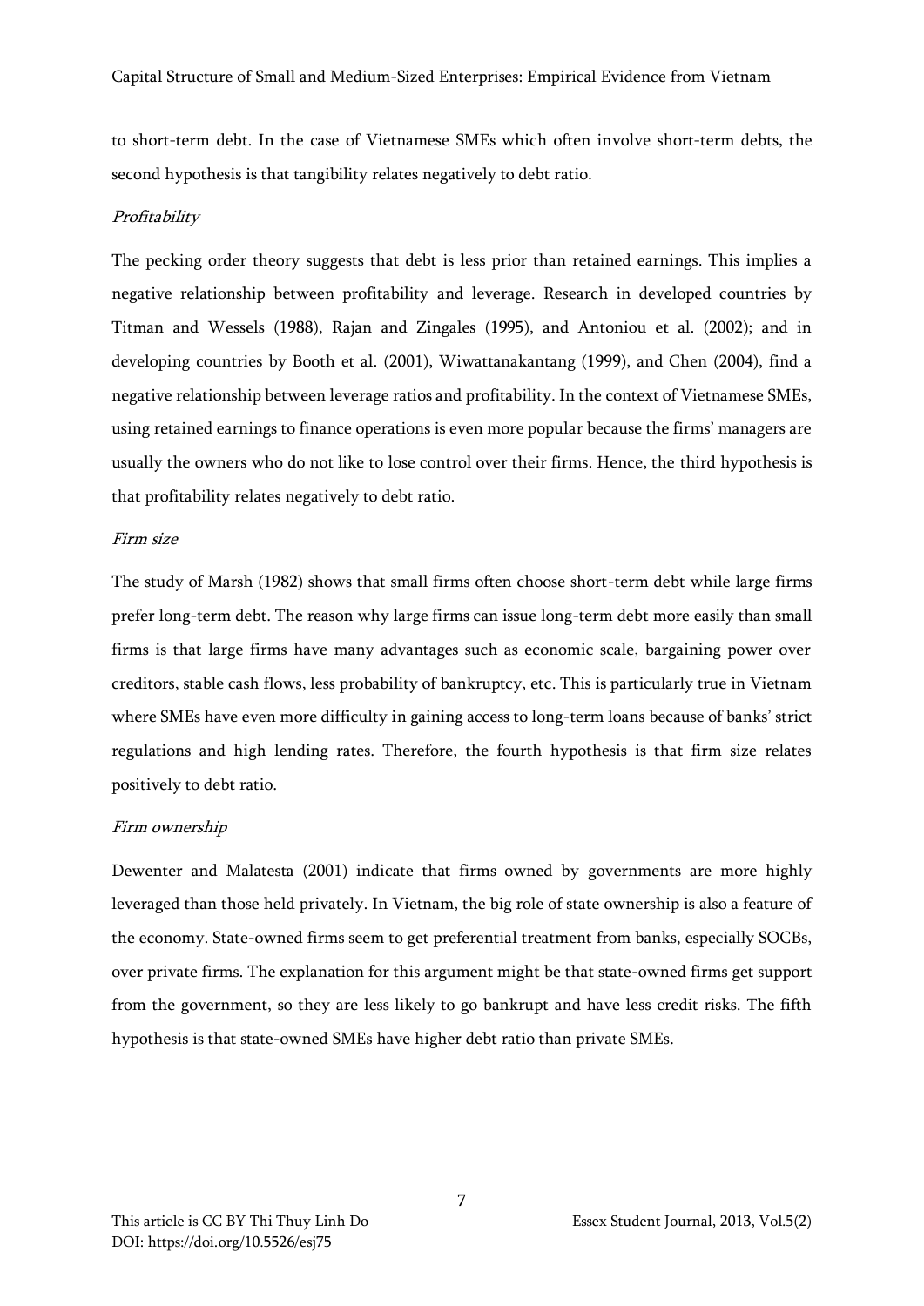to short-term debt. In the case of Vietnamese SMEs which often involve short-term debts, the second hypothesis is that tangibility relates negatively to debt ratio.

*Profitability*

The pecking order theory suggests that debt is less prior than retained earnings. This implies a negative relationship between profitability and leverage. Research in developed countries by Titman and Wessels (1988), Rajan and Zingales (1995), and Antoniou et al. (2002); and in developing countries by Booth et al. (2001), Wiwattanakantang (1999), and Chen (2004), find a negative relationship between leverage ratios and profitability. In the context of Vietnamese SMEs, using retained earnings to finance operations is even more popular because the firms' managers are usually the owners who do not like to lose control over their firms. Hence, the third hypothesis is that profitability relates negatively to debt ratio.

*Firm size*

The study of Marsh (1982) shows that small firms often choose short-term debt while large firms prefer long-term debt. The reason why large firms can issue long-term debt more easily than small firms is that large firms have many advantages such as economic scale, bargaining power over creditors, stable cash flows, less probability of bankruptcy, etc. This is particularly true in Vietnam where SMEs have even more difficulty in gaining access to long-term loans because of banks' strict regulations and high lending rates. Therefore, the fourth hypothesis is that firm size relates positively to debt ratio.

*Firm ownership*

Dewenter and Malatesta (2001) indicate that firms owned by governments are more highly leveraged than those held privately. In Vietnam, the big role of state ownership is also a feature of the economy. State-owned firms seem to get preferential treatment from banks, especially SOCBs, over private firms. The explanation for this argument might be that state-owned firms get support from the government, so they are less likely to go bankrupt and have less credit risks. The fifth hypothesis is that state-owned SMEs have higher debt ratio than private SMEs.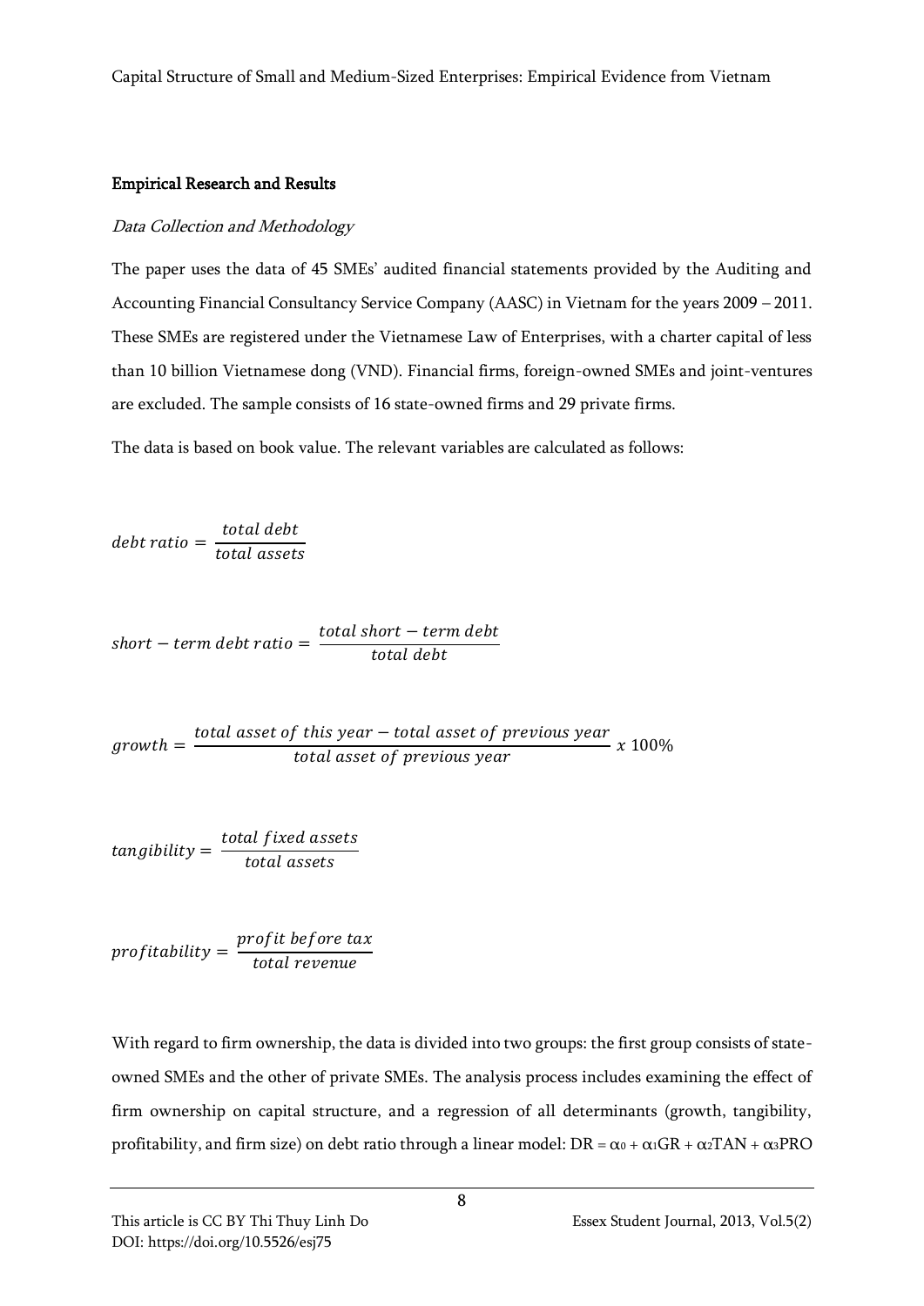## Empirical Research and Results

### *Data Collection and Methodology*

The paper uses the data of 45 SMEs' audited financial statements provided by the Auditing and Accounting Financial Consultancy Service Company (AASC) in Vietnam for the years 2009 – 2011. These SMEs are registered under the Vietnamese Law of Enterprises, with a charter capital of less than 10 billion Vietnamese dong (VND). Financial firms, foreign-owned SMEs and joint-ventures are excluded. The sample consists of 16 state-owned firms and 29 private firms.

The data is based on book value. The relevant variables are calculated as follows:

$$debt\ ratio = \frac{total\ debt}{total\ assets}$$

$$short-term\ debt\ ratio = \frac{total\ short-term\ debt}{total\ debt}$$

$$growth = \frac{total\ asset\ of\ this\ year - total\ asset\ of\ previous\ year}{total\ asset\ of\ previous\ year}\ x\ 100\%$$

$$tangibility = \frac{total\ fixed\ assets}{total\ assets}$$

$$profitability = \frac{profit\ before\ tax}{total\ revenue}$$

With regard to firm ownership, the data is divided into two groups: the first group consists of state-owned SMEs and the other of private SMEs. The analysis process includes examining the effect of firm ownership on capital structure, and a regression of all determinants (growth, tangibility, profitability, and firm size) on debt ratio through a linear model: $DR = \alpha_0 + \alpha_1 GR + \alpha_2 TAN + \alpha_3 PRO$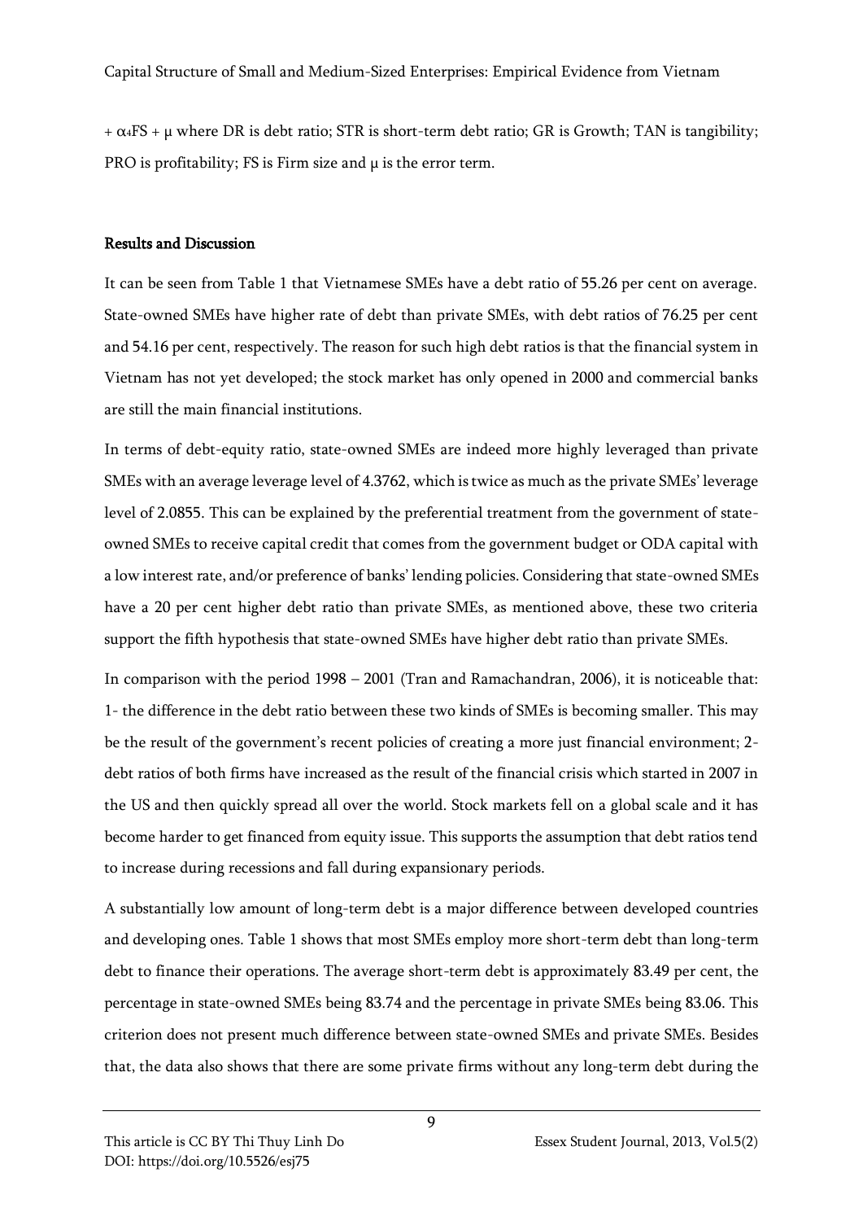$+ \alpha_4 FS + \mu$ where DR is debt ratio; STR is short-term debt ratio; GR is Growth; TAN is tangibility; PRO is profitability; FS is Firm size and $\mu$ is the error term.

## Results and Discussion

It can be seen from Table 1 that Vietnamese SMEs have a debt ratio of 55.26 per cent on average. State-owned SMEs have higher rate of debt than private SMEs, with debt ratios of 76.25 per cent and 54.16 per cent, respectively. The reason for such high debt ratios is that the financial system in Vietnam has not yet developed; the stock market has only opened in 2000 and commercial banks are still the main financial institutions.

In terms of debt-equity ratio, state-owned SMEs are indeed more highly leveraged than private SMEs with an average leverage level of 4.3762, which is twice as much as the private SMEs' leverage level of 2.0855. This can be explained by the preferential treatment from the government of state-owned SMEs to receive capital credit that comes from the government budget or ODA capital with a low interest rate, and/or preference of banks' lending policies. Considering that state-owned SMEs have a 20 per cent higher debt ratio than private SMEs, as mentioned above, these two criteria support the fifth hypothesis that state-owned SMEs have higher debt ratio than private SMEs.

In comparison with the period 1998 – 2001 (Tran and Ramachandran, 2006), it is noticeable that: 1- the difference in the debt ratio between these two kinds of SMEs is becoming smaller. This may be the result of the government's recent policies of creating a more just financial environment; 2- debt ratios of both firms have increased as the result of the financial crisis which started in 2007 in the US and then quickly spread all over the world. Stock markets fell on a global scale and it has become harder to get financed from equity issue. This supports the assumption that debt ratios tend to increase during recessions and fall during expansionary periods.

A substantially low amount of long-term debt is a major difference between developed countries and developing ones. Table 1 shows that most SMEs employ more short-term debt than long-term debt to finance their operations. The average short-term debt is approximately 83.49 per cent, the percentage in state-owned SMEs being 83.74 and the percentage in private SMEs being 83.06. This criterion does not present much difference between state-owned SMEs and private SMEs. Besides that, the data also shows that there are some private firms without any long-term debt during the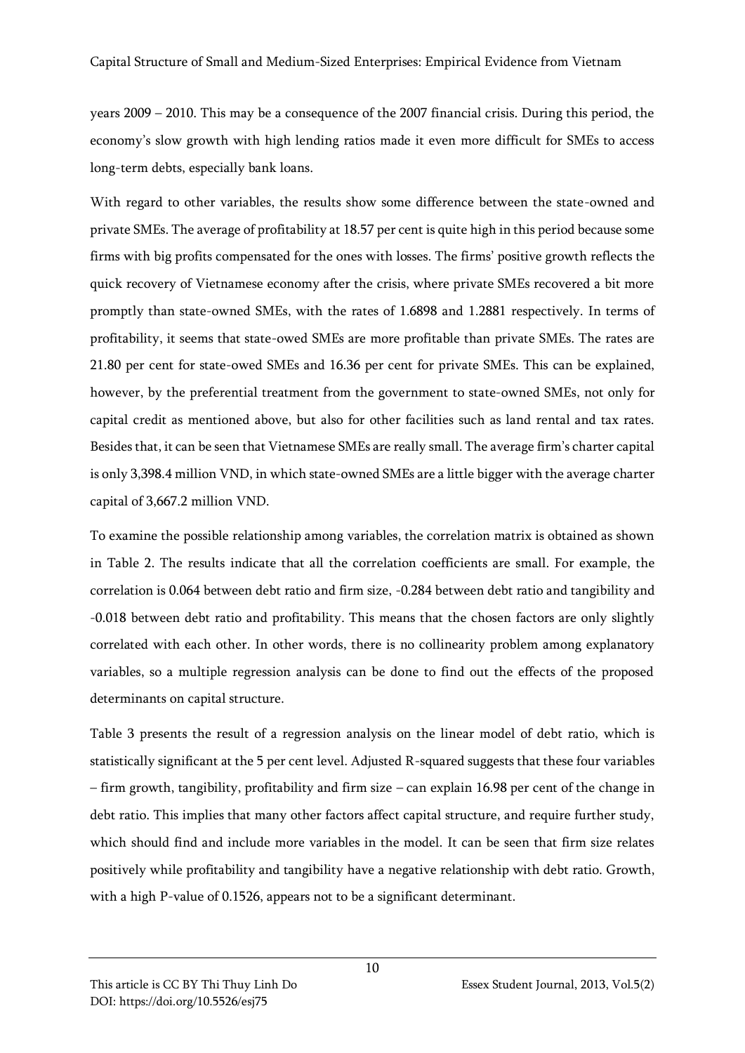years 2009 – 2010. This may be a consequence of the 2007 financial crisis. During this period, the economy's slow growth with high lending ratios made it even more difficult for SMEs to access long-term debts, especially bank loans.

With regard to other variables, the results show some difference between the state-owned and private SMEs. The average of profitability at 18.57 per cent is quite high in this period because some firms with big profits compensated for the ones with losses. The firms' positive growth reflects the quick recovery of Vietnamese economy after the crisis, where private SMEs recovered a bit more promptly than state-owned SMEs, with the rates of 1.6898 and 1.2881 respectively. In terms of profitability, it seems that state-owed SMEs are more profitable than private SMEs. The rates are 21.80 per cent for state-owed SMEs and 16.36 per cent for private SMEs. This can be explained, however, by the preferential treatment from the government to state-owned SMEs, not only for capital credit as mentioned above, but also for other facilities such as land rental and tax rates. Besides that, it can be seen that Vietnamese SMEs are really small. The average firm's charter capital is only 3,398.4 million VND, in which state-owned SMEs are a little bigger with the average charter capital of 3,667.2 million VND.

To examine the possible relationship among variables, the correlation matrix is obtained as shown in Table 2. The results indicate that all the correlation coefficients are small. For example, the correlation is 0.064 between debt ratio and firm size, -0.284 between debt ratio and tangibility and -0.018 between debt ratio and profitability. This means that the chosen factors are only slightly correlated with each other. In other words, there is no collinearity problem among explanatory variables, so a multiple regression analysis can be done to find out the effects of the proposed determinants on capital structure.

Table 3 presents the result of a regression analysis on the linear model of debt ratio, which is statistically significant at the 5 per cent level. Adjusted R-squared suggests that these four variables – firm growth, tangibility, profitability and firm size – can explain 16.98 per cent of the change in debt ratio. This implies that many other factors affect capital structure, and require further study, which should find and include more variables in the model. It can be seen that firm size relates positively while profitability and tangibility have a negative relationship with debt ratio. Growth, with a high P-value of 0.1526, appears not to be a significant determinant.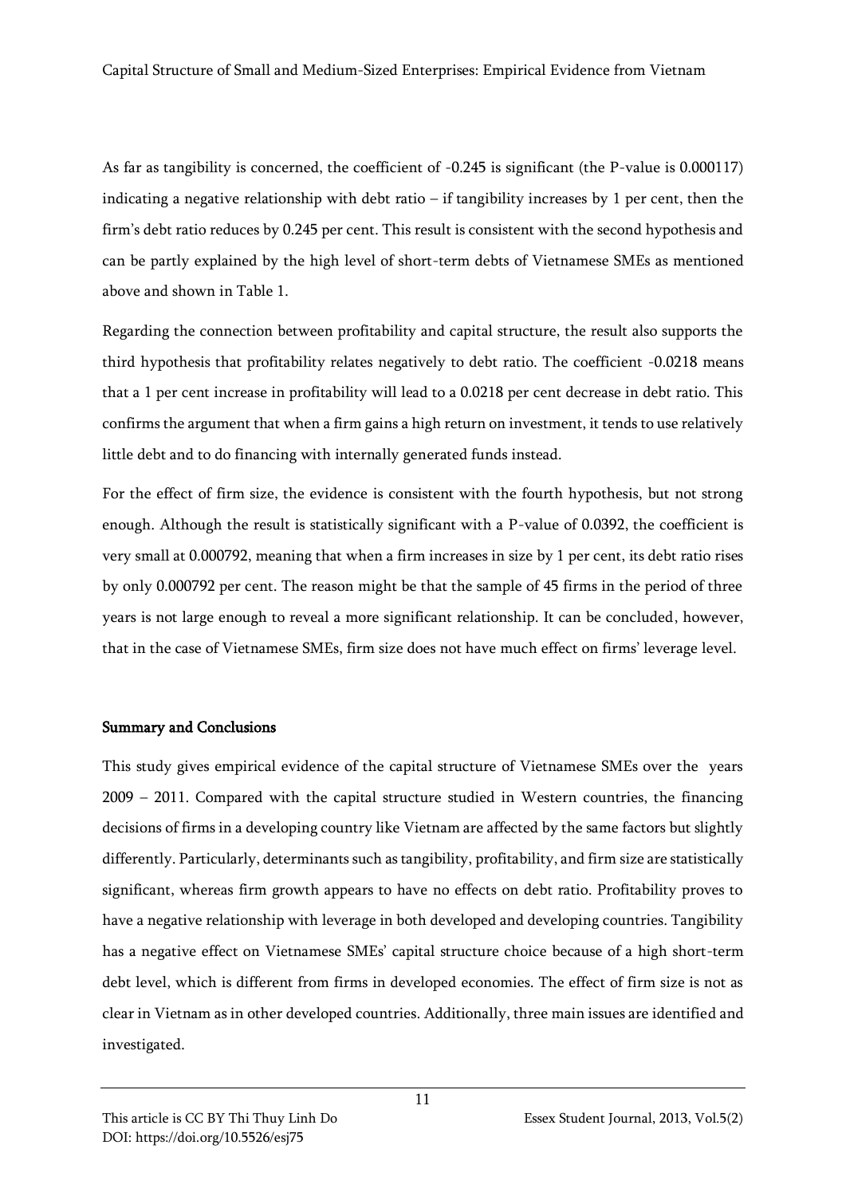As far as tangibility is concerned, the coefficient of -0.245 is significant (the P-value is 0.000117) indicating a negative relationship with debt ratio – if tangibility increases by 1 per cent, then the firm's debt ratio reduces by 0.245 per cent. This result is consistent with the second hypothesis and can be partly explained by the high level of short-term debts of Vietnamese SMEs as mentioned above and shown in Table 1.

Regarding the connection between profitability and capital structure, the result also supports the third hypothesis that profitability relates negatively to debt ratio. The coefficient -0.0218 means that a 1 per cent increase in profitability will lead to a 0.0218 per cent decrease in debt ratio. This confirms the argument that when a firm gains a high return on investment, it tends to use relatively little debt and to do financing with internally generated funds instead.

For the effect of firm size, the evidence is consistent with the fourth hypothesis, but not strong enough. Although the result is statistically significant with a P-value of 0.0392, the coefficient is very small at 0.000792, meaning that when a firm increases in size by 1 per cent, its debt ratio rises by only 0.000792 per cent. The reason might be that the sample of 45 firms in the period of three years is not large enough to reveal a more significant relationship. It can be concluded, however, that in the case of Vietnamese SMEs, firm size does not have much effect on firms' leverage level.

## Summary and Conclusions

This study gives empirical evidence of the capital structure of Vietnamese SMEs over the years 2009 – 2011. Compared with the capital structure studied in Western countries, the financing decisions of firms in a developing country like Vietnam are affected by the same factors but slightly differently. Particularly, determinants such as tangibility, profitability, and firm size are statistically significant, whereas firm growth appears to have no effects on debt ratio. Profitability proves to have a negative relationship with leverage in both developed and developing countries. Tangibility has a negative effect on Vietnamese SMEs' capital structure choice because of a high short-term debt level, which is different from firms in developed economies. The effect of firm size is not as clear in Vietnam as in other developed countries. Additionally, three main issues are identified and investigated.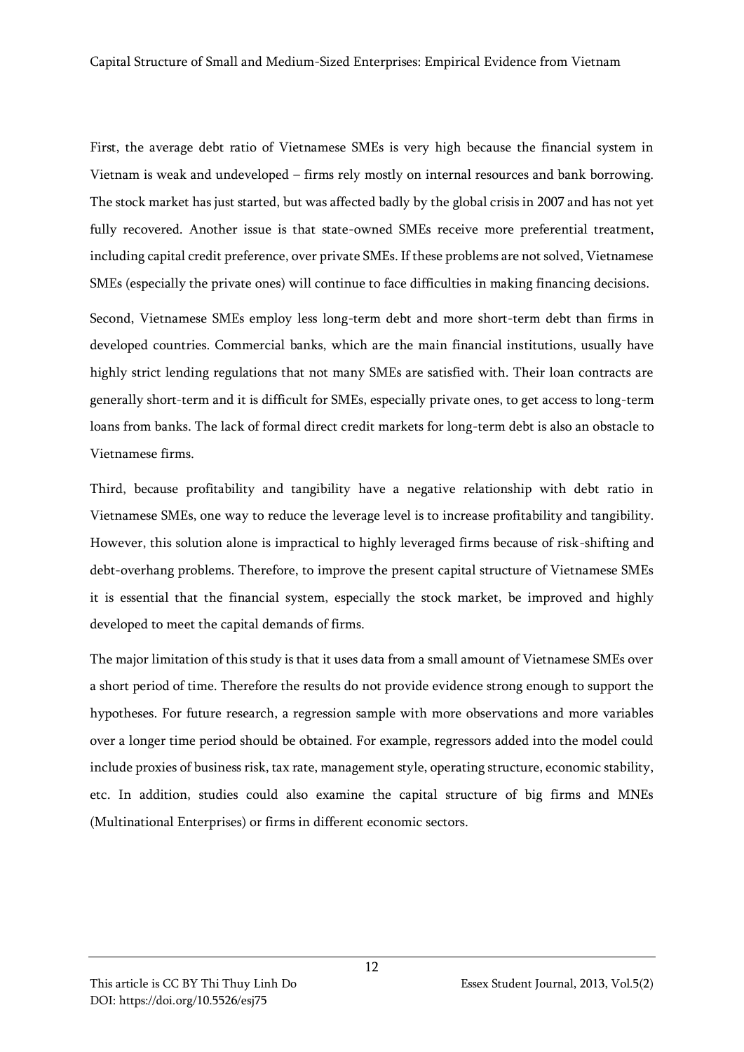First, the average debt ratio of Vietnamese SMEs is very high because the financial system in Vietnam is weak and undeveloped – firms rely mostly on internal resources and bank borrowing. The stock market has just started, but was affected badly by the global crisis in 2007 and has not yet fully recovered. Another issue is that state-owned SMEs receive more preferential treatment, including capital credit preference, over private SMEs. If these problems are not solved, Vietnamese SMEs (especially the private ones) will continue to face difficulties in making financing decisions.

Second, Vietnamese SMEs employ less long-term debt and more short-term debt than firms in developed countries. Commercial banks, which are the main financial institutions, usually have highly strict lending regulations that not many SMEs are satisfied with. Their loan contracts are generally short-term and it is difficult for SMEs, especially private ones, to get access to long-term loans from banks. The lack of formal direct credit markets for long-term debt is also an obstacle to Vietnamese firms.

Third, because profitability and tangibility have a negative relationship with debt ratio in Vietnamese SMEs, one way to reduce the leverage level is to increase profitability and tangibility. However, this solution alone is impractical to highly leveraged firms because of risk-shifting and debt-overhang problems. Therefore, to improve the present capital structure of Vietnamese SMEs it is essential that the financial system, especially the stock market, be improved and highly developed to meet the capital demands of firms.

The major limitation of this study is that it uses data from a small amount of Vietnamese SMEs over a short period of time. Therefore the results do not provide evidence strong enough to support the hypotheses. For future research, a regression sample with more observations and more variables over a longer time period should be obtained. For example, regressors added into the model could include proxies of business risk, tax rate, management style, operating structure, economic stability, etc. In addition, studies could also examine the capital structure of big firms and MNEs (Multinational Enterprises) or firms in different economic sectors.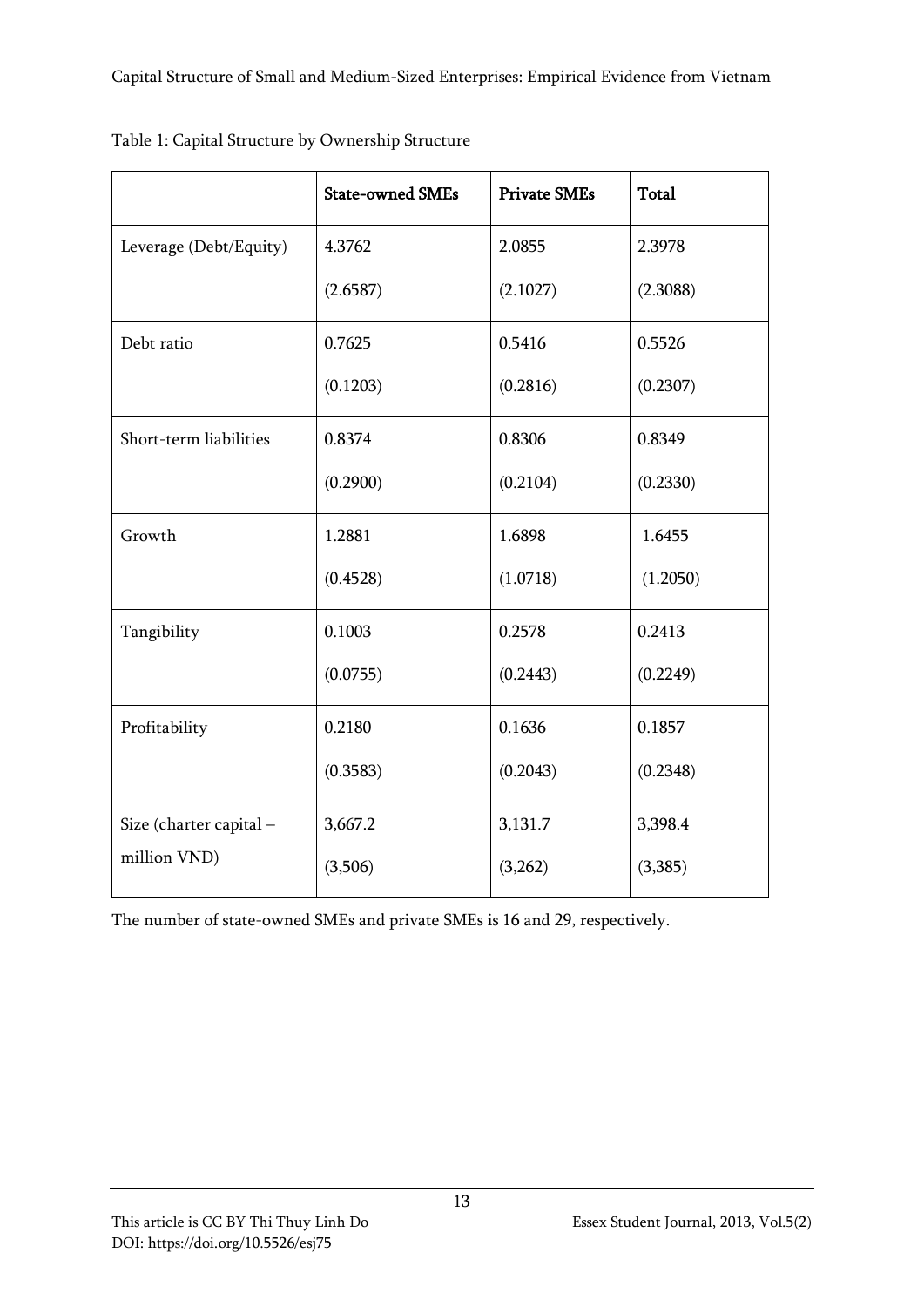Table 1: Capital Structure by Ownership Structure

| | State-owned SMEs | Private SMEs | Total |
|---|---|---|---|
| Leverage (Debt/Equity) | 4.3762 (2.6587) | 2.0855 (2.1027) | 2.3978 (2.3088) |
| Debt ratio | 0.7625 (0.1203) | 0.5416 (0.2816) | 0.5526 (0.2307) |
| Short-term liabilities | 0.8374 (0.2900) | 0.8306 (0.2104) | 0.8349 (0.2330) |
| Growth | 1.2881 (0.4528) | 1.6898 (1.0718) | 1.6455 (1.2050) |
| Tangibility | 0.1003 (0.0755) | 0.2578 (0.2443) | 0.2413 (0.2249) |
| Profitability | 0.2180 (0.3583) | 0.1636 (0.2043) | 0.1857 (0.2348) |
| Size (charter capital – million VND) | 3,667.2 (3,506) | 3,131.7 (3,262) | 3,398.4 (3,385) |

The number of state-owned SMEs and private SMEs is 16 and 29, respectively.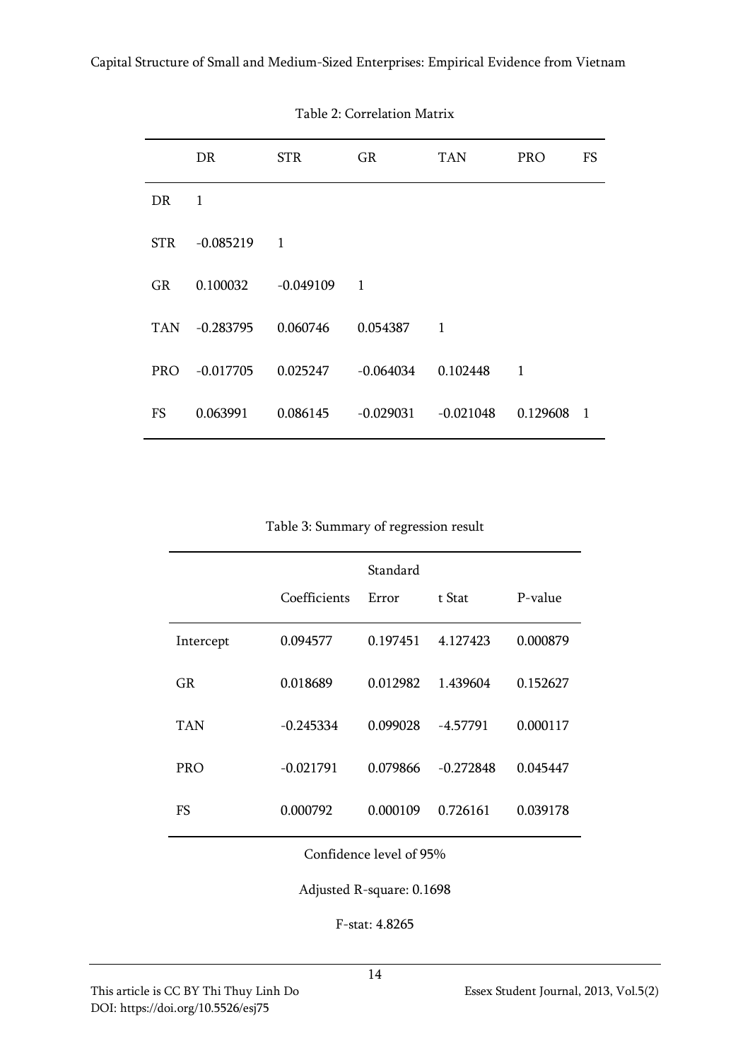Table 2: Correlation Matrix

| | DR | STR | GR | TAN | PRO | FS |
|---|---|---|---|---|---|---|
| DR | 1 | | | | | |
| STR | -0.085219 | 1 | | | | |
| GR | 0.100032 | -0.049109 | 1 | | | |
| TAN | -0.283795 | 0.060746 | 0.054387 | 1 | | |
| PRO | -0.017705 | 0.025247 | -0.064034 | 0.102448 | 1 | |
| FS | 0.063991 | 0.086145 | -0.029031 | -0.021048 | 0.129608 | 1 |

Table 3: Summary of regression result

| | Coefficients | Standard Error | t Stat | P-value |
|---|---|---|---|---|
| Intercept | 0.094577 | 0.197451 | 4.127423 | 0.000879 |
| GR | 0.018689 | 0.012982 | 1.439604 | 0.152627 |
| TAN | -0.245334 | 0.099028 | -4.57791 | 0.000117 |
| PRO | -0.021791 | 0.079866 | -0.272848 | 0.045447 |
| FS | 0.000792 | 0.000109 | 0.726161 | 0.039178 |

Confidence level of 95%

Adjusted R-square: 0.1698

F-stat: 4.8265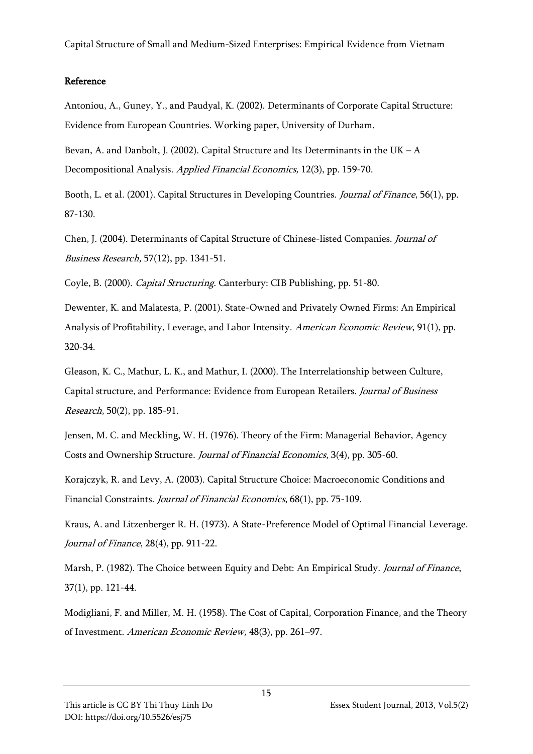## Reference

Antoniou, A., Guney, Y., and Paudyal, K. (2002). Determinants of Corporate Capital Structure: Evidence from European Countries. Working paper, University of Durham.

Bevan, A. and Danbolt, J. (2002). Capital Structure and Its Determinants in the UK – A Decompositional Analysis. *Applied Financial Economics,* 12(3), pp. 159-70.

Booth, L. et al. (2001). Capital Structures in Developing Countries. *Journal of Finance*, 56(1), pp. 87-130.

Chen, J. (2004). Determinants of Capital Structure of Chinese-listed Companies. *Journal of Business Research,* 57(12), pp. 1341-51.

Coyle, B. (2000). *Capital Structuring.* Canterbury: CIB Publishing, pp. 51-80.

Dewenter, K. and Malatesta, P. (2001). State-Owned and Privately Owned Firms: An Empirical Analysis of Profitability, Leverage, and Labor Intensity. *American Economic Review*, 91(1), pp. 320-34.

Gleason, K. C., Mathur, L. K., and Mathur, I. (2000). The Interrelationship between Culture, Capital structure, and Performance: Evidence from European Retailers. *Journal of Business Research*, 50(2), pp. 185-91.

Jensen, M. C. and Meckling, W. H. (1976). Theory of the Firm: Managerial Behavior, Agency Costs and Ownership Structure. *Journal of Financial Economics*, 3(4), pp. 305-60.

Korajczyk, R. and Levy, A. (2003). Capital Structure Choice: Macroeconomic Conditions and Financial Constraints. *Journal of Financial Economics*, 68(1), pp. 75-109.

Kraus, A. and Litzenberger R. H. (1973). A State-Preference Model of Optimal Financial Leverage. *Journal of Finance*, 28(4), pp. 911-22.

Marsh, P. (1982). The Choice between Equity and Debt: An Empirical Study. *Journal of Finance*, 37(1), pp. 121-44.

Modigliani, F. and Miller, M. H. (1958). The Cost of Capital, Corporation Finance, and the Theory of Investment. *American Economic Review,* 48(3), pp. 261–97.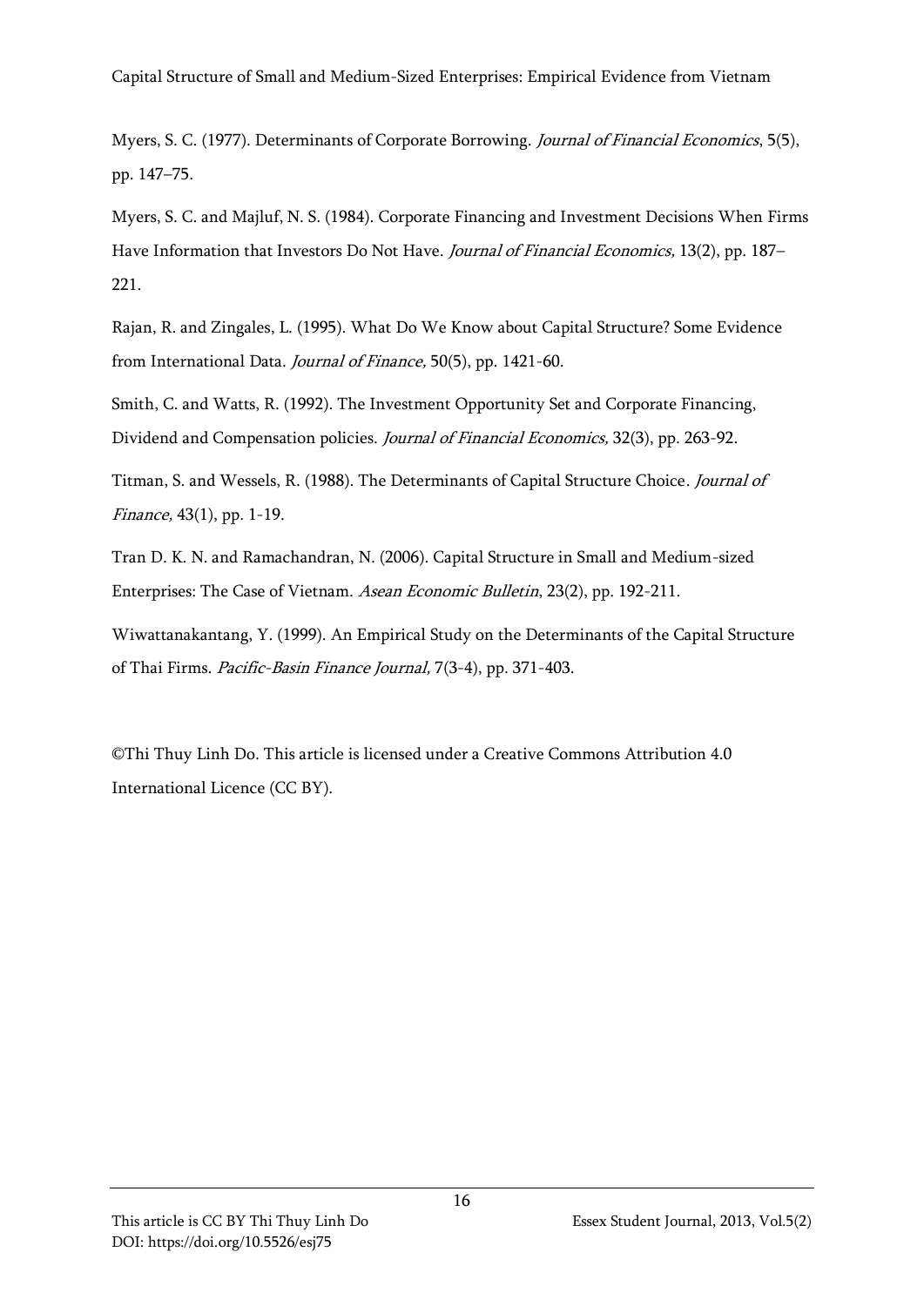Myers, S. C. (1977). Determinants of Corporate Borrowing. *Journal of Financial Economics*, 5(5), pp. 147–75.

Myers, S. C. and Majluf, N. S. (1984). Corporate Financing and Investment Decisions When Firms Have Information that Investors Do Not Have. *Journal of Financial Economics,* 13(2), pp. 187–221.

Rajan, R. and Zingales, L. (1995). What Do We Know about Capital Structure? Some Evidence from International Data. *Journal of Finance,* 50(5), pp. 1421-60.

Smith, C. and Watts, R. (1992). The Investment Opportunity Set and Corporate Financing, Dividend and Compensation policies. *Journal of Financial Economics,* 32(3), pp. 263-92.

Titman, S. and Wessels, R. (1988). The Determinants of Capital Structure Choice. *Journal of Finance,* 43(1), pp. 1-19.

Tran D. K. N. and Ramachandran, N. (2006). Capital Structure in Small and Medium-sized Enterprises: The Case of Vietnam. *Asean Economic Bulletin*, 23(2), pp. 192-211.

Wiwattanakantang, Y. (1999). An Empirical Study on the Determinants of the Capital Structure of Thai Firms. *Pacific-Basin Finance Journal,* 7(3-4), pp. 371-403.

©Thi Thuy Linh Do. This article is licensed under a Creative Commons Attribution 4.0 International Licence (CC BY).